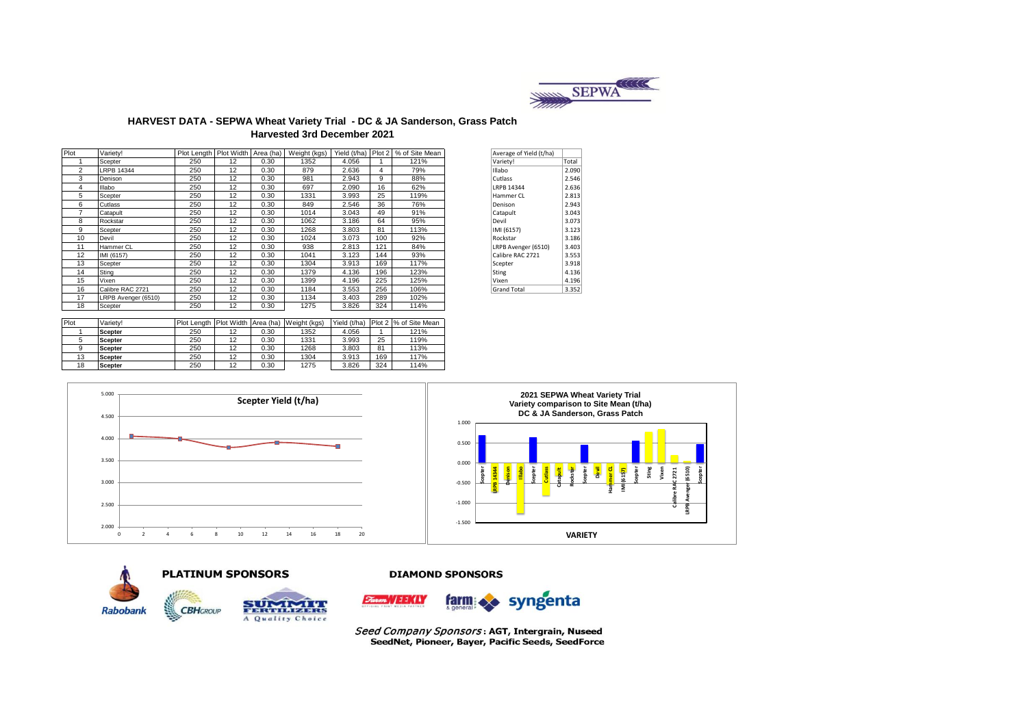SEPWA

# HARVEST DATA - SEPWA Wheat Variety Trial - DC & JA Sanderson, Grass Patch

## Harvested 3rd December 2021

| Plot | Variety! | Plot Length | Plot Width | Area (ha) | Weight (kgs) | Yield (t/ha) | Plot 2 | % of Site Mean |
|---|---|---|---|---|---|---|---|---|
| 1 | Scepter | 250 | 12 | 0.30 | 1352 | 4.056 | 1 | 121% |
| 2 | LRPB 14344 | 250 | 12 | 0.30 | 879 | 2.636 | 4 | 79% |
| 3 | Denison | 250 | 12 | 0.30 | 981 | 2.943 | 9 | 88% |
| 4 | Illabo | 250 | 12 | 0.30 | 697 | 2.090 | 16 | 62% |
| 5 | Scepter | 250 | 12 | 0.30 | 1331 | 3.993 | 25 | 119% |
| 6 | Cutlass | 250 | 12 | 0.30 | 849 | 2.546 | 36 | 76% |
| 7 | Catapult | 250 | 12 | 0.30 | 1014 | 3.043 | 49 | 91% |
| 8 | Rockstar | 250 | 12 | 0.30 | 1062 | 3.186 | 64 | 95% |
| 9 | Scepter | 250 | 12 | 0.30 | 1268 | 3.803 | 81 | 113% |
| 10 | Devil | 250 | 12 | 0.30 | 1024 | 3.073 | 100 | 92% |
| 11 | Hammer CL | 250 | 12 | 0.30 | 938 | 2.813 | 121 | 84% |
| 12 | IMI (6157) | 250 | 12 | 0.30 | 1041 | 3.123 | 144 | 93% |
| 13 | Scepter | 250 | 12 | 0.30 | 1304 | 3.913 | 169 | 117% |
| 14 | Sting | 250 | 12 | 0.30 | 1379 | 4.136 | 196 | 123% |
| 15 | Vixen | 250 | 12 | 0.30 | 1399 | 4.196 | 225 | 125% |
| 16 | Calibre RAC 2721 | 250 | 12 | 0.30 | 1184 | 3.553 | 256 | 106% |
| 17 | LRPB Avenger (6510) | 250 | 12 | 0.30 | 1134 | 3.403 | 289 | 102% |
| 18 | Scepter | 250 | 12 | 0.30 | 1275 | 3.826 | 324 | 114% |

| Average of Yield (t/ha) | |
|---|---|
| Variety! | Total |
| Illabo | 2.090 |
| Cutlass | 2.546 |
| LRPB 14344 | 2.636 |
| Hammer CL | 2.813 |
| Denison | 2.943 |
| Catapult | 3.043 |
| Devil | 3.073 |
| IMI (6157) | 3.123 |
| Rockstar | 3.186 |
| LRPB Avenger (6510) | 3.403 |
| Calibre RAC 2721 | 3.553 |
| Scepter | 3.918 |
| Sting | 4.136 |
| Vixen | 4.196 |
| Grand Total | 3.352 |

| Plot | Variety! | Plot Length | Plot Width | Area (ha) | Weight (kgs) | Yield (t/ha) | Plot 2 | % of Site Mean |
|---|---|---|---|---|---|---|---|---|
| 1 | **Scepter** | 250 | 12 | 0.30 | 1352 | 4.056 | 1 | 121% |
| 5 | **Scepter** | 250 | 12 | 0.30 | 1331 | 3.993 | 25 | 119% |
| 9 | **Scepter** | 250 | 12 | 0.30 | 1268 | 3.803 | 81 | 113% |
| 13 | **Scepter** | 250 | 12 | 0.30 | 1304 | 3.913 | 169 | 117% |
| 18 | **Scepter** | 250 | 12 | 0.30 | 1275 | 3.826 | 324 | 114% |

Scepter Yield (t/ha)

5.000
4.500
4.000
3.500
3.000
2.500
2.000

0 2 4 6 8 10 12 14 16 18 20

2021 SEPWA Wheat Variety Trial
Variety comparison to Site Mean (t/ha)
DC & JA Sanderson, Grass Patch

1.000
0.500
0.000
-0.500
-1.000
-1.500

Scepter LRPB 14344 Denison Illabo Scepter Cutlass Catapult Rockstar Scepter Devil Hammer CL IMI (6157) Scepter Sting Vixen Calibre RAC 2721 LRPB Avenger (6510) Scepter

VARIETY

**PLATINUM SPONSORS**

Rabobank CBH GROUP SUMMIT FERTILIZERS A Quality Choice

**DIAMOND SPONSORS**

Farm WEEKLY farm & general syngenta

*Seed Company Sponsors*: **AGT, Intergrain, Nuseed**
**SeedNet, Pioneer, Bayer, Pacific Seeds, SeedForce**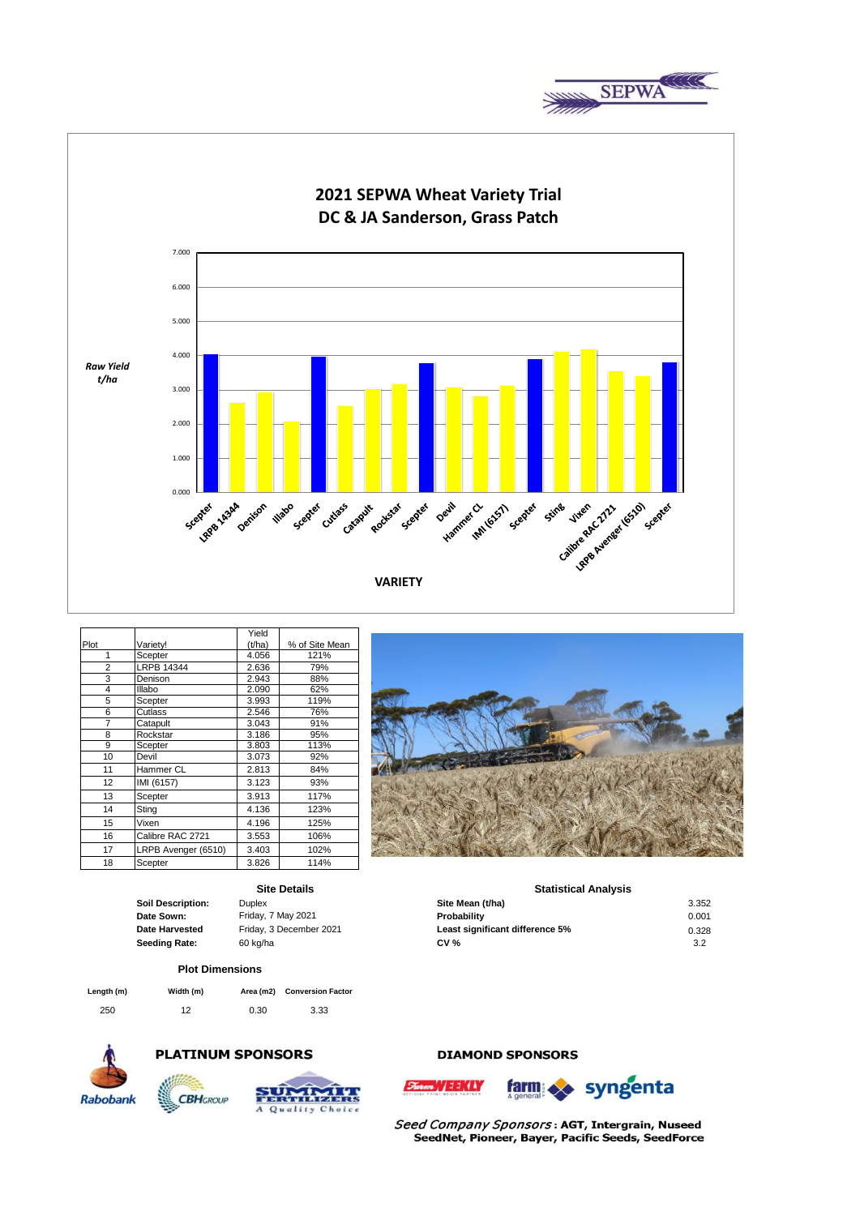SEPWA

# 2021 SEPWA Wheat Variety Trial
## DC & JA Sanderson, Grass Patch

Raw Yield t/ha

7.000
6.000
5.000
4.000
3.000
2.000
1.000
0.000

Scepter, LRPB 14344, Denison, Illabo, Scepter, Cutlass, Catapult, Rockstar, Scepter, Devil, Hammer CL, IMI (6157), Scepter, Sting, Vixen, Calibre RAC 2721, LRPB Avenger (6510), Scepter

VARIETY

| Plot | Variety! | Yield (t/ha) | % of Site Mean |
|---|---|---|---|
| 1 | Scepter | 4.056 | 121% |
| 2 | LRPB 14344 | 2.636 | 79% |
| 3 | Denison | 2.943 | 88% |
| 4 | Illabo | 2.090 | 62% |
| 5 | Scepter | 3.993 | 119% |
| 6 | Cutlass | 2.546 | 76% |
| 7 | Catapult | 3.043 | 91% |
| 8 | Rockstar | 3.186 | 95% |
| 9 | Scepter | 3.803 | 113% |
| 10 | Devil | 3.073 | 92% |
| 11 | Hammer CL | 2.813 | 84% |
| 12 | IMI (6157) | 3.123 | 93% |
| 13 | Scepter | 3.913 | 117% |
| 14 | Sting | 4.136 | 123% |
| 15 | Vixen | 4.196 | 125% |
| 16 | Calibre RAC 2721 | 3.553 | 106% |
| 17 | LRPB Avenger (6510) | 3.403 | 102% |
| 18 | Scepter | 3.826 | 114% |

### Site Details

| | |
|---|---|
| **Soil Description:** | Duplex |
| **Date Sown:** | Friday, 7 May 2021 |
| **Date Harvested** | Friday, 3 December 2021 |
| **Seeding Rate:** | 60 kg/ha |

### Statistical Analysis

| | |
|---|---|
| **Site Mean (t/ha)** | 3.352 |
| **Probability** | 0.001 |
| **Least significant difference 5%** | 0.328 |
| **CV %** | 3.2 |

### Plot Dimensions

| Length (m) | Width (m) | Area (m2) | Conversion Factor |
|---|---|---|---|
| 250 | 12 | 0.30 | 3.33 |

**PLATINUM SPONSORS**

Rabobank, CBH Group, Summit Fertilizers – A Quality Choice

**DIAMOND SPONSORS**

Farm Weekly, farm & general, syngenta

*Seed Company Sponsors* : **AGT, Intergrain, Nuseed SeedNet, Pioneer, Bayer, Pacific Seeds, SeedForce**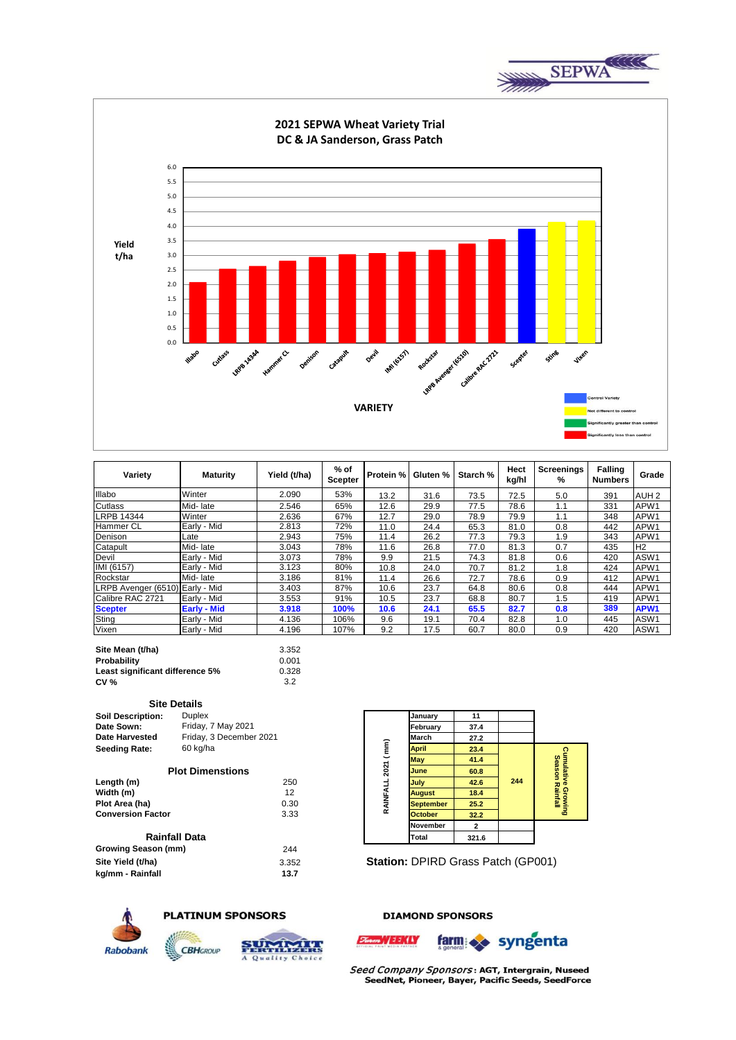SEPWA

## 2021 SEPWA Wheat Variety Trial
## DC & JA Sanderson, Grass Patch

Yield t/ha

6.0
5.5
5.0
4.5
4.0
3.5
3.0
2.5
2.0
1.5
1.0
0.5
0.0

Illabo
Cutlass
LRPB 14344
Hammer CL
Denison
Catapult
Devil
IMI (6157)
Rockstar
LRPB Avenger (6510)
Calibre RAC 2721
Scepter
Sting
Vixen

VARIETY

Control Variety
Not different to control
Significantly greater than control
Significantly less than control

| Variety | Maturity | Yield (t/ha) | % of Scepter | Protein % | Gluten % | Starch % | Hect kg/hl | Screenings % | Falling Numbers | Grade |
|---|---|---|---|---|---|---|---|---|---|---|
| Illabo | Winter | 2.090 | 53% | 13.2 | 31.6 | 73.5 | 72.5 | 5.0 | 391 | AUH 2 |
| Cutlass | Mid- late | 2.546 | 65% | 12.6 | 29.9 | 77.5 | 78.6 | 1.1 | 331 | APW1 |
| LRPB 14344 | Winter | 2.636 | 67% | 12.7 | 29.0 | 78.9 | 79.9 | 1.1 | 348 | APW1 |
| Hammer CL | Early - Mid | 2.813 | 72% | 11.0 | 24.4 | 65.3 | 81.0 | 0.8 | 442 | APW1 |
| Denison | Late | 2.943 | 75% | 11.4 | 26.2 | 77.3 | 79.3 | 1.9 | 343 | APW1 |
| Catapult | Mid- late | 3.043 | 78% | 11.6 | 26.8 | 77.0 | 81.3 | 0.7 | 435 | H2 |
| Devil | Early - Mid | 3.073 | 78% | 9.9 | 21.5 | 74.3 | 81.8 | 0.6 | 420 | ASW1 |
| IMI (6157) | Early - Mid | 3.123 | 80% | 10.8 | 24.0 | 70.7 | 81.2 | 1.8 | 424 | APW1 |
| Rockstar | Mid- late | 3.186 | 81% | 11.4 | 26.6 | 72.7 | 78.6 | 0.9 | 412 | APW1 |
| LRPB Avenger (6510) | Early - Mid | 3.403 | 87% | 10.6 | 23.7 | 64.8 | 80.6 | 0.8 | 444 | APW1 |
| Calibre RAC 2721 | Early - Mid | 3.553 | 91% | 10.5 | 23.7 | 68.8 | 80.7 | 1.5 | 419 | APW1 |
| **Scepter** | **Early - Mid** | **3.918** | **100%** | **10.6** | **24.1** | **65.5** | **82.7** | **0.8** | **389** | **APW1** |
| Sting | Early - Mid | 4.136 | 106% | 9.6 | 19.1 | 70.4 | 82.8 | 1.0 | 445 | ASW1 |
| Vixen | Early - Mid | 4.196 | 107% | 9.2 | 17.5 | 60.7 | 80.0 | 0.9 | 420 | ASW1 |

| | |
|---|---|
| **Site Mean (t/ha)** | 3.352 |
| **Probability** | 0.001 |
| **Least significant difference 5%** | 0.328 |
| **CV %** | 3.2 |

### Site Details

| | |
|---|---|
| **Soil Description:** | Duplex |
| **Date Sown:** | Friday, 7 May 2021 |
| **Date Harvested** | Friday, 3 December 2021 |
| **Seeding Rate:** | 60 kg/ha |

### Plot Dimenstions

| | |
|---|---|
| **Length (m)** | 250 |
| **Width (m)** | 12 |
| **Plot Area (ha)** | 0.30 |
| **Conversion Factor** | 3.33 |

### Rainfall Data

| | |
|---|---|
| **Growing Season (mm)** | 244 |
| **Site Yield (t/ha)** | 3.352 |
| **kg/mm - Rainfall** | **13.7** |

RAINFALL 2021 (mm)

| Month | mm | Cumulative Growing Season Rainfall |
|---|---|---|
| January | 11 | |
| February | 37.4 | |
| March | 27.2 | |
| April | 23.4 | 244 |
| May | 41.4 | |
| June | 60.8 | |
| July | 42.6 | |
| August | 18.4 | |
| September | 25.2 | |
| October | 32.2 | |
| November | 2 | |
| Total | 321.6 | |

**Station:** DPIRD Grass Patch (GP001)

**PLATINUM SPONSORS**

Rabobank, CBH GROUP, SUMMIT FERTILIZERS A Quality Choice

**DIAMOND SPONSORS**

Farm Weekly, farm & general, syngenta

*Seed Company Sponsors*: **AGT, Intergrain, Nuseed SeedNet, Pioneer, Bayer, Pacific Seeds, SeedForce**